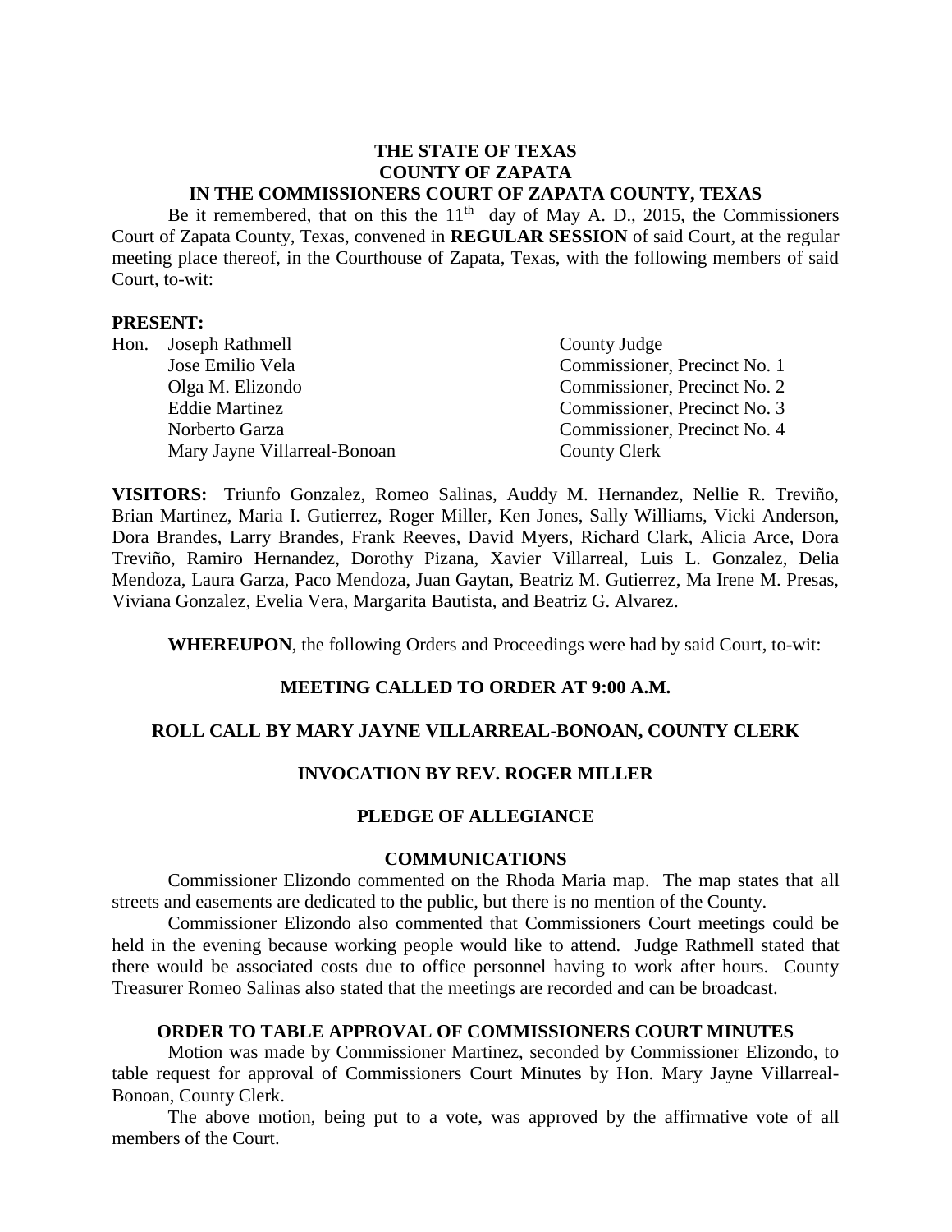**THE STATE OF TEXAS**
**COUNTY OF ZAPATA**
**IN THE COMMISSIONERS COURT OF ZAPATA COUNTY, TEXAS**

Be it remembered, that on this the 11th day of May A. D., 2015, the Commissioners Court of Zapata County, Texas, convened in **REGULAR SESSION** of said Court, at the regular meeting place thereof, in the Courthouse of Zapata, Texas, with the following members of said Court, to-wit:

**PRESENT:**

| | | |
|---|---|---|
| Hon. | Joseph Rathmell | County Judge |
| | Jose Emilio Vela | Commissioner, Precinct No. 1 |
| | Olga M. Elizondo | Commissioner, Precinct No. 2 |
| | Eddie Martinez | Commissioner, Precinct No. 3 |
| | Norberto Garza | Commissioner, Precinct No. 4 |
| | Mary Jayne Villarreal-Bonoan | County Clerk |

**VISITORS:** Triunfo Gonzalez, Romeo Salinas, Auddy M. Hernandez, Nellie R. Treviño, Brian Martinez, Maria I. Gutierrez, Roger Miller, Ken Jones, Sally Williams, Vicki Anderson, Dora Brandes, Larry Brandes, Frank Reeves, David Myers, Richard Clark, Alicia Arce, Dora Treviño, Ramiro Hernandez, Dorothy Pizana, Xavier Villarreal, Luis L. Gonzalez, Delia Mendoza, Laura Garza, Paco Mendoza, Juan Gaytan, Beatriz M. Gutierrez, Ma Irene M. Presas, Viviana Gonzalez, Evelia Vera, Margarita Bautista, and Beatriz G. Alvarez.

**WHEREUPON**, the following Orders and Proceedings were had by said Court, to-wit:

**MEETING CALLED TO ORDER AT 9:00 A.M.**

**ROLL CALL BY MARY JAYNE VILLARREAL-BONOAN, COUNTY CLERK**

**INVOCATION BY REV. ROGER MILLER**

**PLEDGE OF ALLEGIANCE**

**COMMUNICATIONS**

Commissioner Elizondo commented on the Rhoda Maria map. The map states that all streets and easements are dedicated to the public, but there is no mention of the County.

Commissioner Elizondo also commented that Commissioners Court meetings could be held in the evening because working people would like to attend. Judge Rathmell stated that there would be associated costs due to office personnel having to work after hours. County Treasurer Romeo Salinas also stated that the meetings are recorded and can be broadcast.

**ORDER TO TABLE APPROVAL OF COMMISSIONERS COURT MINUTES**

Motion was made by Commissioner Martinez, seconded by Commissioner Elizondo, to table request for approval of Commissioners Court Minutes by Hon. Mary Jayne Villarreal-Bonoan, County Clerk.

The above motion, being put to a vote, was approved by the affirmative vote of all members of the Court.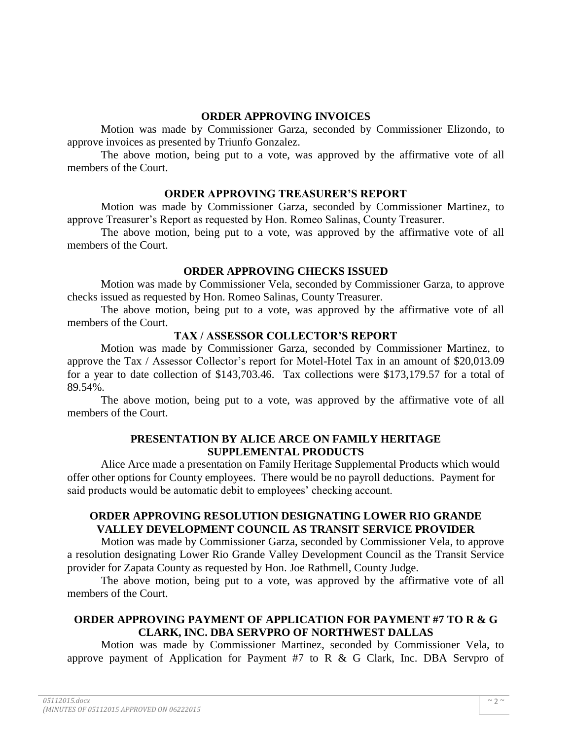### ORDER APPROVING INVOICES

Motion was made by Commissioner Garza, seconded by Commissioner Elizondo, to approve invoices as presented by Triunfo Gonzalez.

The above motion, being put to a vote, was approved by the affirmative vote of all members of the Court.

### ORDER APPROVING TREASURER'S REPORT

Motion was made by Commissioner Garza, seconded by Commissioner Martinez, to approve Treasurer's Report as requested by Hon. Romeo Salinas, County Treasurer.

The above motion, being put to a vote, was approved by the affirmative vote of all members of the Court.

### ORDER APPROVING CHECKS ISSUED

Motion was made by Commissioner Vela, seconded by Commissioner Garza, to approve checks issued as requested by Hon. Romeo Salinas, County Treasurer.

The above motion, being put to a vote, was approved by the affirmative vote of all members of the Court.

### TAX / ASSESSOR COLLECTOR'S REPORT

Motion was made by Commissioner Garza, seconded by Commissioner Martinez, to approve the Tax / Assessor Collector's report for Motel-Hotel Tax in an amount of $20,013.09 for a year to date collection of $143,703.46. Tax collections were $173,179.57 for a total of 89.54%.

The above motion, being put to a vote, was approved by the affirmative vote of all members of the Court.

### PRESENTATION BY ALICE ARCE ON FAMILY HERITAGE SUPPLEMENTAL PRODUCTS

Alice Arce made a presentation on Family Heritage Supplemental Products which would offer other options for County employees. There would be no payroll deductions. Payment for said products would be automatic debit to employees' checking account.

### ORDER APPROVING RESOLUTION DESIGNATING LOWER RIO GRANDE VALLEY DEVELOPMENT COUNCIL AS TRANSIT SERVICE PROVIDER

Motion was made by Commissioner Garza, seconded by Commissioner Vela, to approve a resolution designating Lower Rio Grande Valley Development Council as the Transit Service provider for Zapata County as requested by Hon. Joe Rathmell, County Judge.

The above motion, being put to a vote, was approved by the affirmative vote of all members of the Court.

### ORDER APPROVING PAYMENT OF APPLICATION FOR PAYMENT #7 TO R & G CLARK, INC. DBA SERVPRO OF NORTHWEST DALLAS

Motion was made by Commissioner Martinez, seconded by Commissioner Vela, to approve payment of Application for Payment #7 to R & G Clark, Inc. DBA Servpro of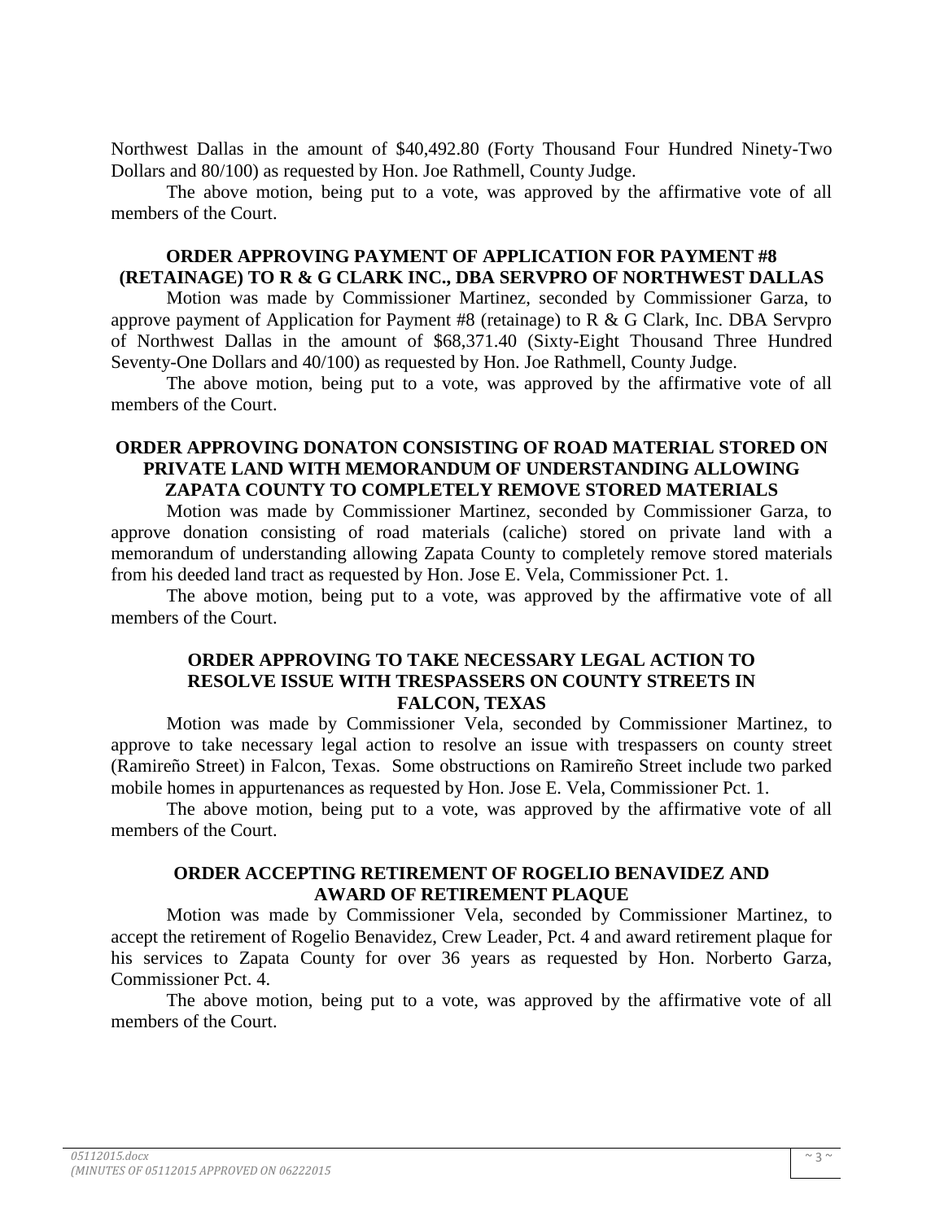Northwest Dallas in the amount of $40,492.80 (Forty Thousand Four Hundred Ninety-Two Dollars and 80/100) as requested by Hon. Joe Rathmell, County Judge.

The above motion, being put to a vote, was approved by the affirmative vote of all members of the Court.

**ORDER APPROVING PAYMENT OF APPLICATION FOR PAYMENT #8 (RETAINAGE) TO R & G CLARK INC., DBA SERVPRO OF NORTHWEST DALLAS**

Motion was made by Commissioner Martinez, seconded by Commissioner Garza, to approve payment of Application for Payment #8 (retainage) to R & G Clark, Inc. DBA Servpro of Northwest Dallas in the amount of $68,371.40 (Sixty-Eight Thousand Three Hundred Seventy-One Dollars and 40/100) as requested by Hon. Joe Rathmell, County Judge.

The above motion, being put to a vote, was approved by the affirmative vote of all members of the Court.

**ORDER APPROVING DONATON CONSISTING OF ROAD MATERIAL STORED ON PRIVATE LAND WITH MEMORANDUM OF UNDERSTANDING ALLOWING ZAPATA COUNTY TO COMPLETELY REMOVE STORED MATERIALS**

Motion was made by Commissioner Martinez, seconded by Commissioner Garza, to approve donation consisting of road materials (caliche) stored on private land with a memorandum of understanding allowing Zapata County to completely remove stored materials from his deeded land tract as requested by Hon. Jose E. Vela, Commissioner Pct. 1.

The above motion, being put to a vote, was approved by the affirmative vote of all members of the Court.

**ORDER APPROVING TO TAKE NECESSARY LEGAL ACTION TO RESOLVE ISSUE WITH TRESPASSERS ON COUNTY STREETS IN FALCON, TEXAS**

Motion was made by Commissioner Vela, seconded by Commissioner Martinez, to approve to take necessary legal action to resolve an issue with trespassers on county street (Ramireño Street) in Falcon, Texas. Some obstructions on Ramireño Street include two parked mobile homes in appurtenances as requested by Hon. Jose E. Vela, Commissioner Pct. 1.

The above motion, being put to a vote, was approved by the affirmative vote of all members of the Court.

**ORDER ACCEPTING RETIREMENT OF ROGELIO BENAVIDEZ AND AWARD OF RETIREMENT PLAQUE**

Motion was made by Commissioner Vela, seconded by Commissioner Martinez, to accept the retirement of Rogelio Benavidez, Crew Leader, Pct. 4 and award retirement plaque for his services to Zapata County for over 36 years as requested by Hon. Norberto Garza, Commissioner Pct. 4.

The above motion, being put to a vote, was approved by the affirmative vote of all members of the Court.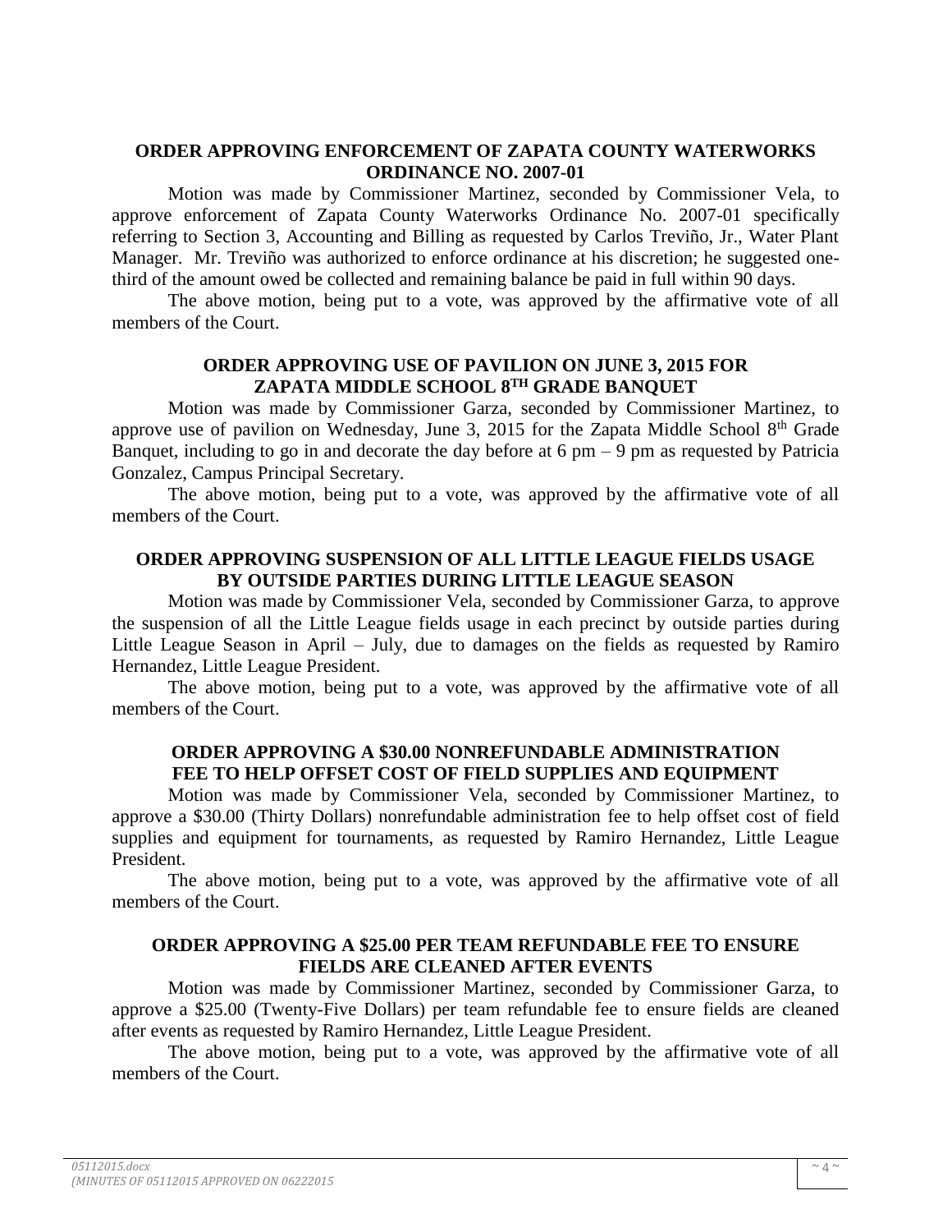## ORDER APPROVING ENFORCEMENT OF ZAPATA COUNTY WATERWORKS ORDINANCE NO. 2007-01

Motion was made by Commissioner Martinez, seconded by Commissioner Vela, to approve enforcement of Zapata County Waterworks Ordinance No. 2007-01 specifically referring to Section 3, Accounting and Billing as requested by Carlos Treviño, Jr., Water Plant Manager. Mr. Treviño was authorized to enforce ordinance at his discretion; he suggested one-third of the amount owed be collected and remaining balance be paid in full within 90 days.

The above motion, being put to a vote, was approved by the affirmative vote of all members of the Court.

## ORDER APPROVING USE OF PAVILION ON JUNE 3, 2015 FOR ZAPATA MIDDLE SCHOOL 8TH GRADE BANQUET

Motion was made by Commissioner Garza, seconded by Commissioner Martinez, to approve use of pavilion on Wednesday, June 3, 2015 for the Zapata Middle School 8th Grade Banquet, including to go in and decorate the day before at 6 pm – 9 pm as requested by Patricia Gonzalez, Campus Principal Secretary.

The above motion, being put to a vote, was approved by the affirmative vote of all members of the Court.

## ORDER APPROVING SUSPENSION OF ALL LITTLE LEAGUE FIELDS USAGE BY OUTSIDE PARTIES DURING LITTLE LEAGUE SEASON

Motion was made by Commissioner Vela, seconded by Commissioner Garza, to approve the suspension of all the Little League fields usage in each precinct by outside parties during Little League Season in April – July, due to damages on the fields as requested by Ramiro Hernandez, Little League President.

The above motion, being put to a vote, was approved by the affirmative vote of all members of the Court.

## ORDER APPROVING A $30.00 NONREFUNDABLE ADMINISTRATION FEE TO HELP OFFSET COST OF FIELD SUPPLIES AND EQUIPMENT

Motion was made by Commissioner Vela, seconded by Commissioner Martinez, to approve a $30.00 (Thirty Dollars) nonrefundable administration fee to help offset cost of field supplies and equipment for tournaments, as requested by Ramiro Hernandez, Little League President.

The above motion, being put to a vote, was approved by the affirmative vote of all members of the Court.

## ORDER APPROVING A $25.00 PER TEAM REFUNDABLE FEE TO ENSURE FIELDS ARE CLEANED AFTER EVENTS

Motion was made by Commissioner Martinez, seconded by Commissioner Garza, to approve a $25.00 (Twenty-Five Dollars) per team refundable fee to ensure fields are cleaned after events as requested by Ramiro Hernandez, Little League President.

The above motion, being put to a vote, was approved by the affirmative vote of all members of the Court.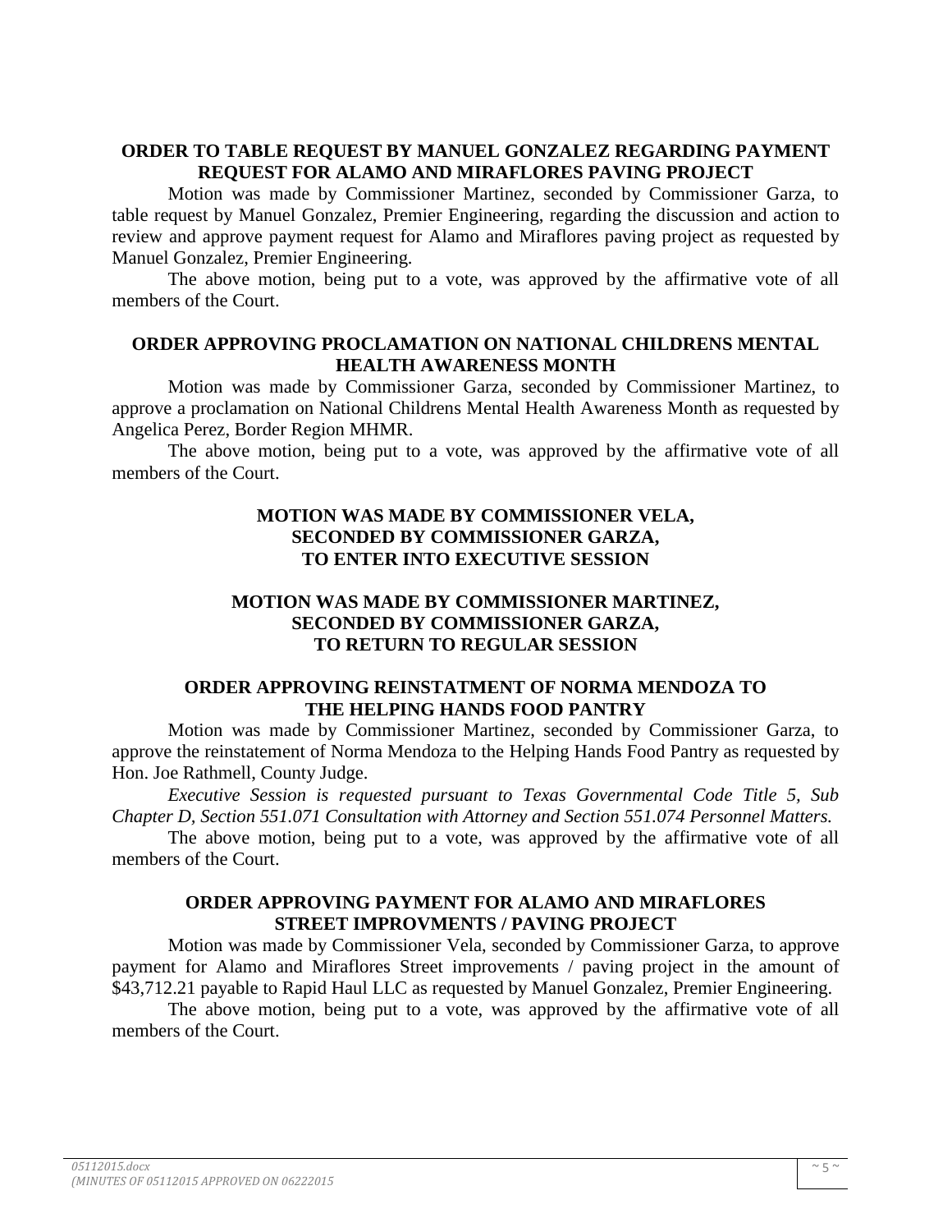**ORDER TO TABLE REQUEST BY MANUEL GONZALEZ REGARDING PAYMENT REQUEST FOR ALAMO AND MIRAFLORES PAVING PROJECT**

Motion was made by Commissioner Martinez, seconded by Commissioner Garza, to table request by Manuel Gonzalez, Premier Engineering, regarding the discussion and action to review and approve payment request for Alamo and Miraflores paving project as requested by Manuel Gonzalez, Premier Engineering.

The above motion, being put to a vote, was approved by the affirmative vote of all members of the Court.

**ORDER APPROVING PROCLAMATION ON NATIONAL CHILDRENS MENTAL HEALTH AWARENESS MONTH**

Motion was made by Commissioner Garza, seconded by Commissioner Martinez, to approve a proclamation on National Childrens Mental Health Awareness Month as requested by Angelica Perez, Border Region MHMR.

The above motion, being put to a vote, was approved by the affirmative vote of all members of the Court.

**MOTION WAS MADE BY COMMISSIONER VELA, SECONDED BY COMMISSIONER GARZA, TO ENTER INTO EXECUTIVE SESSION**

**MOTION WAS MADE BY COMMISSIONER MARTINEZ, SECONDED BY COMMISSIONER GARZA, TO RETURN TO REGULAR SESSION**

**ORDER APPROVING REINSTATMENT OF NORMA MENDOZA TO THE HELPING HANDS FOOD PANTRY**

Motion was made by Commissioner Martinez, seconded by Commissioner Garza, to approve the reinstatement of Norma Mendoza to the Helping Hands Food Pantry as requested by Hon. Joe Rathmell, County Judge.

*Executive Session is requested pursuant to Texas Governmental Code Title 5, Sub Chapter D, Section 551.071 Consultation with Attorney and Section 551.074 Personnel Matters.*

The above motion, being put to a vote, was approved by the affirmative vote of all members of the Court.

**ORDER APPROVING PAYMENT FOR ALAMO AND MIRAFLORES STREET IMPROVMENTS / PAVING PROJECT**

Motion was made by Commissioner Vela, seconded by Commissioner Garza, to approve payment for Alamo and Miraflores Street improvements / paving project in the amount of $43,712.21 payable to Rapid Haul LLC as requested by Manuel Gonzalez, Premier Engineering.

The above motion, being put to a vote, was approved by the affirmative vote of all members of the Court.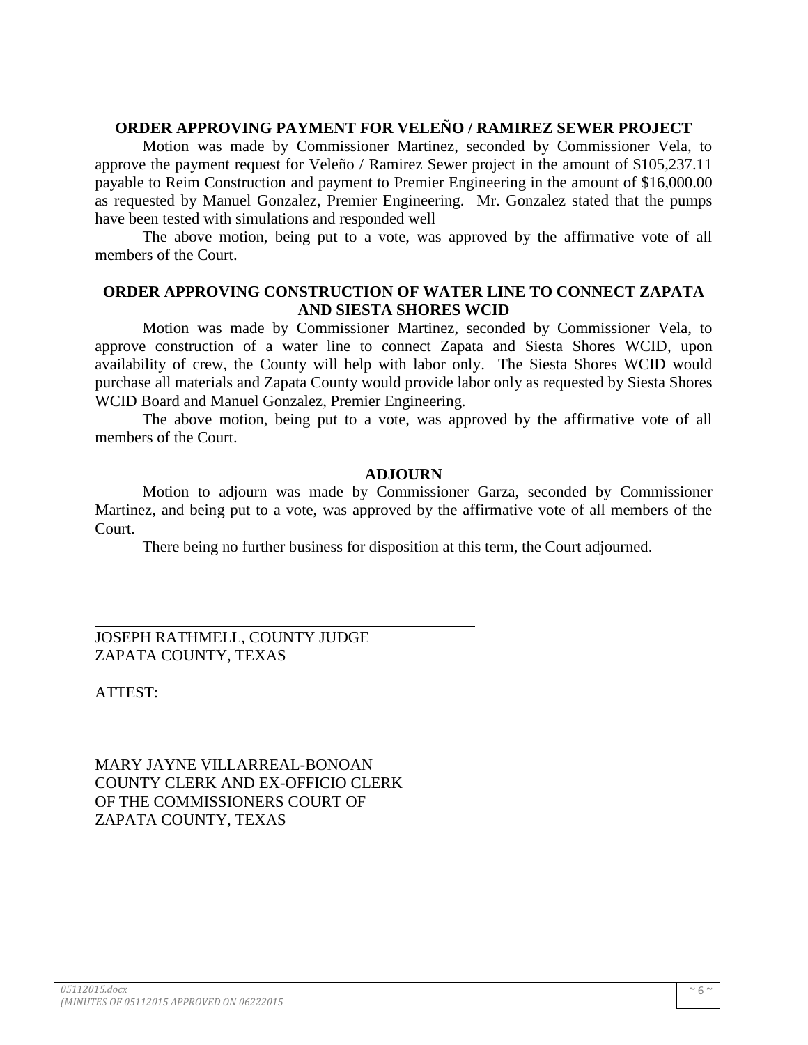**ORDER APPROVING PAYMENT FOR VELEÑO / RAMIREZ SEWER PROJECT**

Motion was made by Commissioner Martinez, seconded by Commissioner Vela, to approve the payment request for Veleño / Ramirez Sewer project in the amount of $105,237.11 payable to Reim Construction and payment to Premier Engineering in the amount of $16,000.00 as requested by Manuel Gonzalez, Premier Engineering. Mr. Gonzalez stated that the pumps have been tested with simulations and responded well

The above motion, being put to a vote, was approved by the affirmative vote of all members of the Court.

**ORDER APPROVING CONSTRUCTION OF WATER LINE TO CONNECT ZAPATA AND SIESTA SHORES WCID**

Motion was made by Commissioner Martinez, seconded by Commissioner Vela, to approve construction of a water line to connect Zapata and Siesta Shores WCID, upon availability of crew, the County will help with labor only. The Siesta Shores WCID would purchase all materials and Zapata County would provide labor only as requested by Siesta Shores WCID Board and Manuel Gonzalez, Premier Engineering.

The above motion, being put to a vote, was approved by the affirmative vote of all members of the Court.

**ADJOURN**

Motion to adjourn was made by Commissioner Garza, seconded by Commissioner Martinez, and being put to a vote, was approved by the affirmative vote of all members of the Court.

There being no further business for disposition at this term, the Court adjourned.

\_\_\_\_\_\_\_\_\_\_\_\_\_\_\_\_\_\_\_\_\_\_\_\_\_\_\_\_\_\_\_\_\_\_\_\_\_\_\_\_

JOSEPH RATHMELL, COUNTY JUDGE
ZAPATA COUNTY, TEXAS

ATTEST:

\_\_\_\_\_\_\_\_\_\_\_\_\_\_\_\_\_\_\_\_\_\_\_\_\_\_\_\_\_\_\_\_\_\_\_\_\_\_\_\_

MARY JAYNE VILLARREAL-BONOAN
COUNTY CLERK AND EX-OFFICIO CLERK
OF THE COMMISSIONERS COURT OF
ZAPATA COUNTY, TEXAS